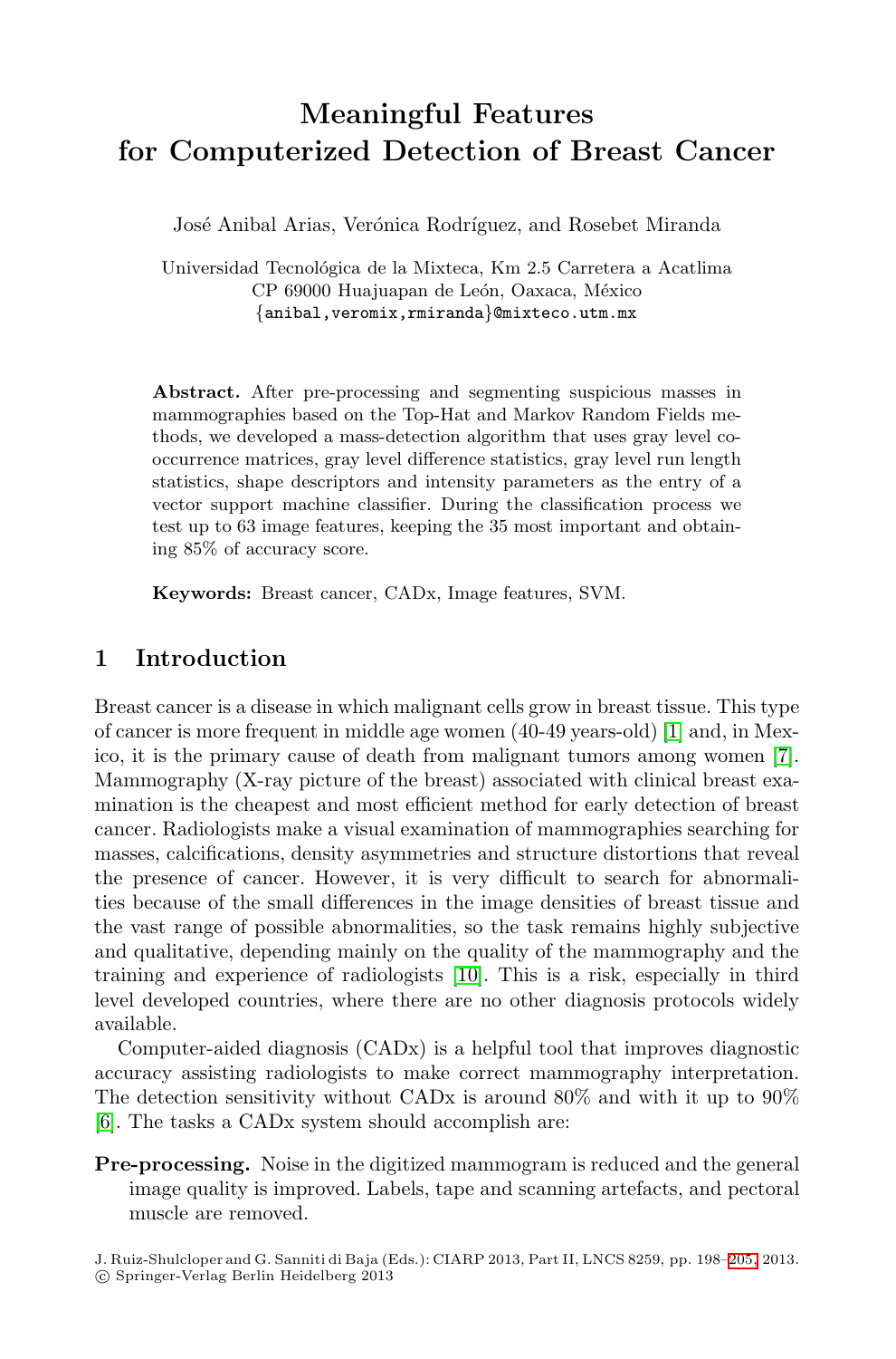# Meaningful Features for Computerized Detection of Breast Cancer

José Anibal Arias, Verónica Rodríguez, and Rosebet Miranda

Universidad Tecnológica de la Mixteca, Km 2.5 Carretera a Acatlima
CP 69000 Huajuapan de León, Oaxaca, México
{anibal,veromix,rmiranda}@mixteco.utm.mx

**Abstract.** After pre-processing and segmenting suspicious masses in mammographies based on the Top-Hat and Markov Random Fields methods, we developed a mass-detection algorithm that uses gray level co-occurrence matrices, gray level difference statistics, gray level run length statistics, shape descriptors and intensity parameters as the entry of a vector support machine classifier. During the classification process we test up to 63 image features, keeping the 35 most important and obtaining 85% of accuracy score.

**Keywords:** Breast cancer, CADx, Image features, SVM.

## 1 Introduction

Breast cancer is a disease in which malignant cells grow in breast tissue. This type of cancer is more frequent in middle age women (40-49 years-old) [1] and, in Mexico, it is the primary cause of death from malignant tumors among women [7]. Mammography (X-ray picture of the breast) associated with clinical breast examination is the cheapest and most efficient method for early detection of breast cancer. Radiologists make a visual examination of mammographies searching for masses, calcifications, density asymmetries and structure distortions that reveal the presence of cancer. However, it is very difficult to search for abnormalities because of the small differences in the image densities of breast tissue and the vast range of possible abnormalities, so the task remains highly subjective and qualitative, depending mainly on the quality of the mammography and the training and experience of radiologists [10]. This is a risk, especially in third level developed countries, where there are no other diagnosis protocols widely available.

Computer-aided diagnosis (CADx) is a helpful tool that improves diagnostic accuracy assisting radiologists to make correct mammography interpretation. The detection sensitivity without CADx is around 80% and with it up to 90% [6]. The tasks a CADx system should accomplish are:

**Pre-processing.** Noise in the digitized mammogram is reduced and the general image quality is improved. Labels, tape and scanning artefacts, and pectoral muscle are removed.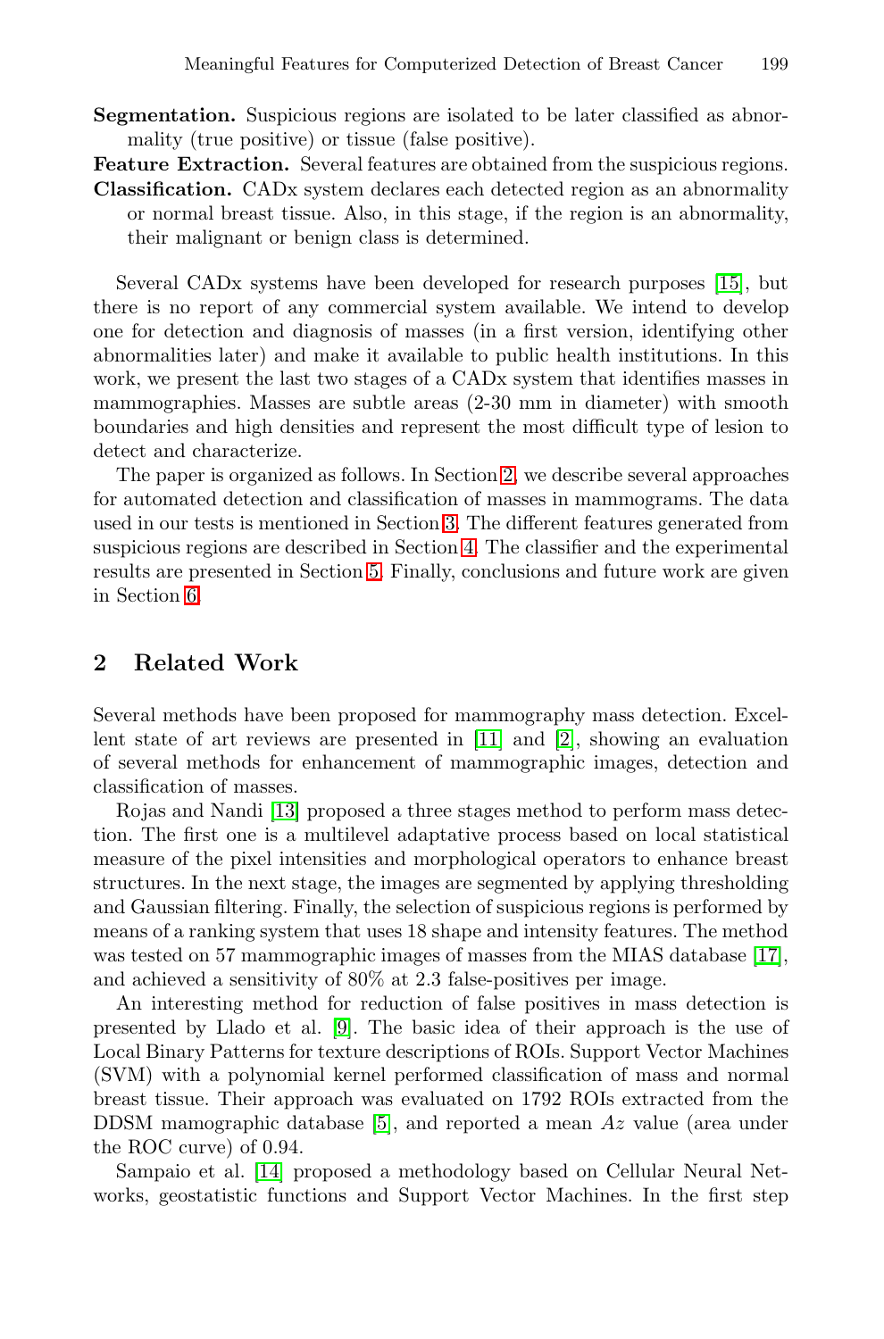**Segmentation.** Suspicious regions are isolated to be later classified as abnormality (true positive) or tissue (false positive).

**Feature Extraction.** Several features are obtained from the suspicious regions.

**Classification.** CADx system declares each detected region as an abnormality or normal breast tissue. Also, in this stage, if the region is an abnormality, their malignant or benign class is determined.

Several CADx systems have been developed for research purposes [15], but there is no report of any commercial system available. We intend to develop one for detection and diagnosis of masses (in a first version, identifying other abnormalities later) and make it available to public health institutions. In this work, we present the last two stages of a CADx system that identifies masses in mammographies. Masses are subtle areas (2-30 mm in diameter) with smooth boundaries and high densities and represent the most difficult type of lesion to detect and characterize.

The paper is organized as follows. In Section 2, we describe several approaches for automated detection and classification of masses in mammograms. The data used in our tests is mentioned in Section 3. The different features generated from suspicious regions are described in Section 4. The classifier and the experimental results are presented in Section 5. Finally, conclusions and future work are given in Section 6.

## 2 Related Work

Several methods have been proposed for mammography mass detection. Excellent state of art reviews are presented in [11] and [2], showing an evaluation of several methods for enhancement of mammographic images, detection and classification of masses.

Rojas and Nandi [13] proposed a three stages method to perform mass detection. The first one is a multilevel adaptative process based on local statistical measure of the pixel intensities and morphological operators to enhance breast structures. In the next stage, the images are segmented by applying thresholding and Gaussian filtering. Finally, the selection of suspicious regions is performed by means of a ranking system that uses 18 shape and intensity features. The method was tested on 57 mammographic images of masses from the MIAS database [17], and achieved a sensitivity of 80% at 2.3 false-positives per image.

An interesting method for reduction of false positives in mass detection is presented by Llado et al. [9]. The basic idea of their approach is the use of Local Binary Patterns for texture descriptions of ROIs. Support Vector Machines (SVM) with a polynomial kernel performed classification of mass and normal breast tissue. Their approach was evaluated on 1792 ROIs extracted from the DDSM mamographic database [5], and reported a mean $Az$ value (area under the ROC curve) of 0.94.

Sampaio et al. [14] proposed a methodology based on Cellular Neural Networks, geostatistic functions and Support Vector Machines. In the first step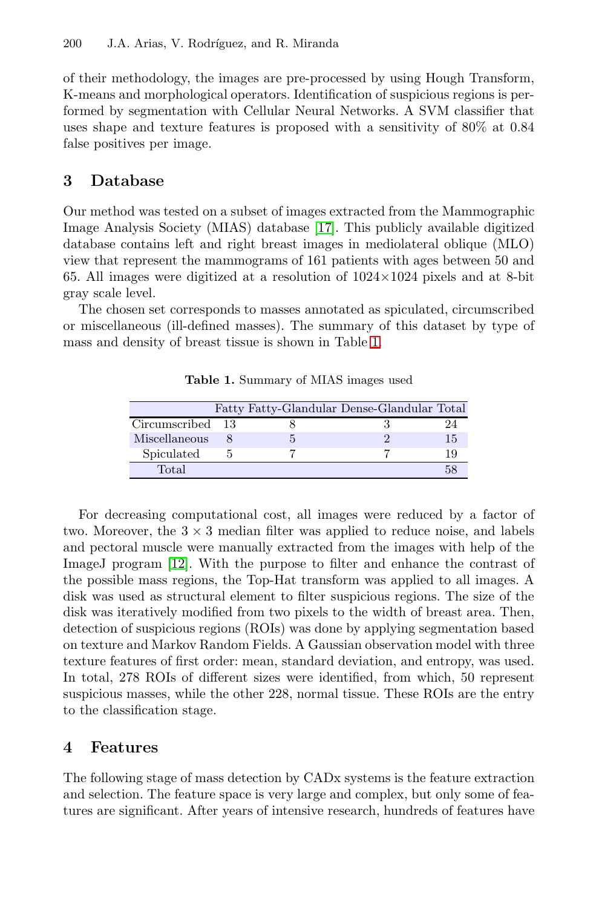of their methodology, the images are pre-processed by using Hough Transform, K-means and morphological operators. Identification of suspicious regions is performed by segmentation with Cellular Neural Networks. A SVM classifier that uses shape and texture features is proposed with a sensitivity of 80% at 0.84 false positives per image.

## 3 Database

Our method was tested on a subset of images extracted from the Mammographic Image Analysis Society (MIAS) database [17]. This publicly available digitized database contains left and right breast images in mediolateral oblique (MLO) view that represent the mammograms of 161 patients with ages between 50 and 65. All images were digitized at a resolution of 1024×1024 pixels and at 8-bit gray scale level.

The chosen set corresponds to masses annotated as spiculated, circumscribed or miscellaneous (ill-defined masses). The summary of this dataset by type of mass and density of breast tissue is shown in Table 1.

**Table 1.** Summary of MIAS images used

| | Fatty | Fatty-Glandular | Dense-Glandular | Total |
|---|---|---|---|---|
| Circumscribed | 13 | 8 | 3 | 24 |
| Miscellaneous | 8 | 5 | 2 | 15 |
| Spiculated | 5 | 7 | 7 | 19 |
| Total | | | | 58 |

For decreasing computational cost, all images were reduced by a factor of two. Moreover, the $3 \times 3$ median filter was applied to reduce noise, and labels and pectoral muscle were manually extracted from the images with help of the ImageJ program [12]. With the purpose to filter and enhance the contrast of the possible mass regions, the Top-Hat transform was applied to all images. A disk was used as structural element to filter suspicious regions. The size of the disk was iteratively modified from two pixels to the width of breast area. Then, detection of suspicious regions (ROIs) was done by applying segmentation based on texture and Markov Random Fields. A Gaussian observation model with three texture features of first order: mean, standard deviation, and entropy, was used. In total, 278 ROIs of different sizes were identified, from which, 50 represent suspicious masses, while the other 228, normal tissue. These ROIs are the entry to the classification stage.

## 4 Features

The following stage of mass detection by CADx systems is the feature extraction and selection. The feature space is very large and complex, but only some of features are significant. After years of intensive research, hundreds of features have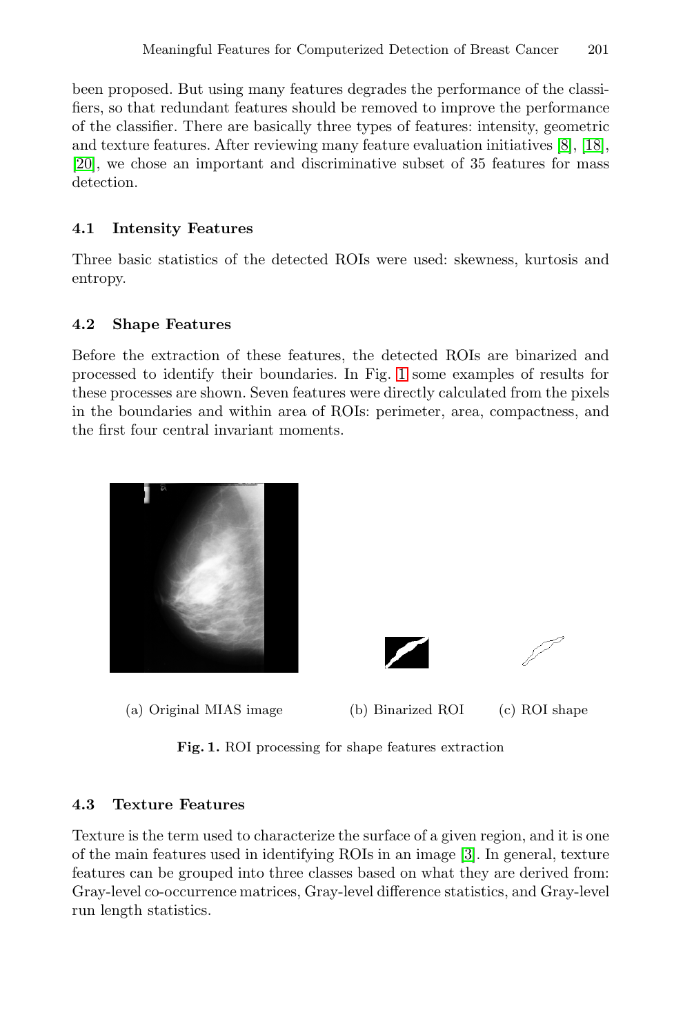been proposed. But using many features degrades the performance of the classifiers, so that redundant features should be removed to improve the performance of the classifier. There are basically three types of features: intensity, geometric and texture features. After reviewing many feature evaluation initiatives [8], [18], [20], we chose an important and discriminative subset of 35 features for mass detection.

### 4.1 Intensity Features

Three basic statistics of the detected ROIs were used: skewness, kurtosis and entropy.

### 4.2 Shape Features

Before the extraction of these features, the detected ROIs are binarized and processed to identify their boundaries. In Fig. 1 some examples of results for these processes are shown. Seven features were directly calculated from the pixels in the boundaries and within area of ROIs: perimeter, area, compactness, and the first four central invariant moments.

(a) Original MIAS image (b) Binarized ROI (c) ROI shape

**Fig. 1.** ROI processing for shape features extraction

### 4.3 Texture Features

Texture is the term used to characterize the surface of a given region, and it is one of the main features used in identifying ROIs in an image [3]. In general, texture features can be grouped into three classes based on what they are derived from: Gray-level co-occurrence matrices, Gray-level difference statistics, and Gray-level run length statistics.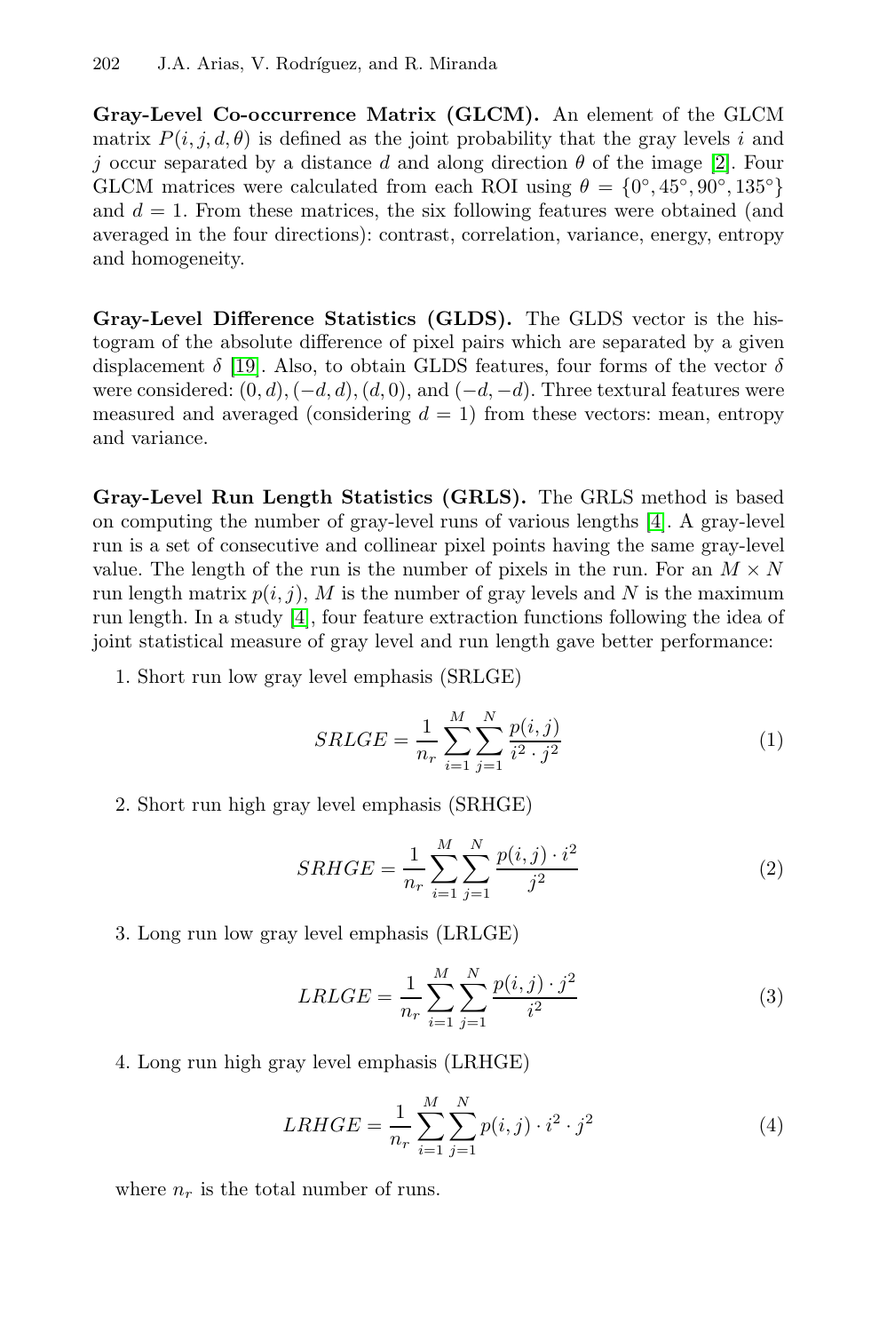**Gray-Level Co-occurrence Matrix (GLCM).** An element of the GLCM matrix $P(i, j, d, \theta)$ is defined as the joint probability that the gray levels $i$ and $j$ occur separated by a distance $d$ and along direction $\theta$ of the image [2]. Four GLCM matrices were calculated from each ROI using $\theta = \{0°, 45°, 90°, 135°\}$ and $d = 1$. From these matrices, the six following features were obtained (and averaged in the four directions): contrast, correlation, variance, energy, entropy and homogeneity.

**Gray-Level Difference Statistics (GLDS).** The GLDS vector is the histogram of the absolute difference of pixel pairs which are separated by a given displacement $\delta$ [19]. Also, to obtain GLDS features, four forms of the vector $\delta$ were considered: $(0, d), (-d, d), (d, 0)$, and $(-d, -d)$. Three textural features were measured and averaged (considering $d = 1$) from these vectors: mean, entropy and variance.

**Gray-Level Run Length Statistics (GRLS).** The GRLS method is based on computing the number of gray-level runs of various lengths [4]. A gray-level run is a set of consecutive and collinear pixel points having the same gray-level value. The length of the run is the number of pixels in the run. For an $M \times N$ run length matrix $p(i, j)$, $M$ is the number of gray levels and $N$ is the maximum run length. In a study [4], four feature extraction functions following the idea of joint statistical measure of gray level and run length gave better performance:

1. Short run low gray level emphasis (SRLGE)

$$SRLGE = \frac{1}{n_r} \sum_{i=1}^{M} \sum_{j=1}^{N} \frac{p(i,j)}{i^2 \cdot j^2} \tag{1}$$

2. Short run high gray level emphasis (SRHGE)

$$SRHGE = \frac{1}{n_r} \sum_{i=1}^{M} \sum_{j=1}^{N} \frac{p(i,j) \cdot i^2}{j^2} \tag{2}$$

3. Long run low gray level emphasis (LRLGE)

$$LRLGE = \frac{1}{n_r} \sum_{i=1}^{M} \sum_{j=1}^{N} \frac{p(i,j) \cdot j^2}{i^2} \tag{3}$$

4. Long run high gray level emphasis (LRHGE)

$$LRHGE = \frac{1}{n_r} \sum_{i=1}^{M} \sum_{j=1}^{N} p(i,j) \cdot i^2 \cdot j^2 \tag{4}$$

where $n_r$ is the total number of runs.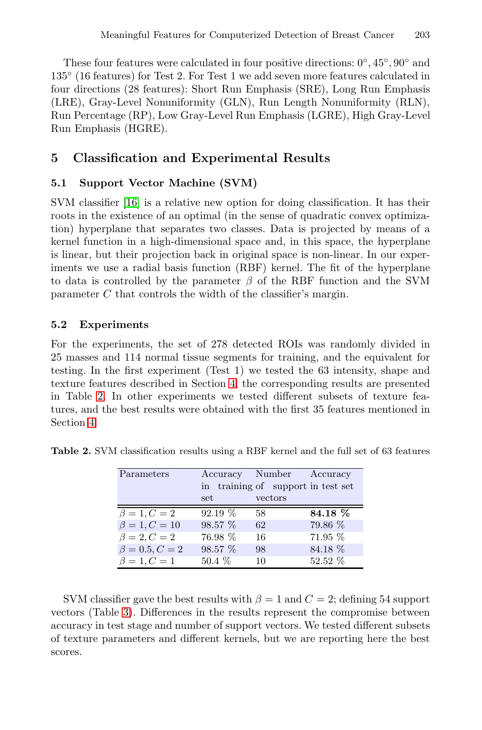These four features were calculated in four positive directions: $0°, 45°, 90°$ and $135°$ (16 features) for Test 2. For Test 1 we add seven more features calculated in four directions (28 features): Short Run Emphasis (SRE), Long Run Emphasis (LRE), Gray-Level Nonuniformity (GLN), Run Length Nonuniformity (RLN), Run Percentage (RP), Low Gray-Level Run Emphasis (LGRE), High Gray-Level Run Emphasis (HGRE).

## 5 Classification and Experimental Results

### 5.1 Support Vector Machine (SVM)

SVM classifier [16] is a relative new option for doing classification. It has their roots in the existence of an optimal (in the sense of quadratic convex optimization) hyperplane that separates two classes. Data is projected by means of a kernel function in a high-dimensional space and, in this space, the hyperplane is linear, but their projection back in original space is non-linear. In our experiments we use a radial basis function (RBF) kernel. The fit of the hyperplane to data is controlled by the parameter $\beta$ of the RBF function and the SVM parameter $C$ that controls the width of the classifier's margin.

### 5.2 Experiments

For the experiments, the set of 278 detected ROIs was randomly divided in 25 masses and 114 normal tissue segments for training, and the equivalent for testing. In the first experiment (Test 1) we tested the 63 intensity, shape and texture features described in Section 4, the corresponding results are presented in Table 2. In other experiments we tested different subsets of texture features, and the best results were obtained with the first 35 features mentioned in Section 4.

**Table 2.** SVM classification results using a RBF kernel and the full set of 63 features

| Parameters | Accuracy in training set | Number of support vectors | Accuracy in test set |
|---|---|---|---|
| $\beta = 1, C = 2$ | 92.19 % | 58 | **84.18 %** |
| $\beta = 1, C = 10$ | 98.57 % | 62 | 79.86 % |
| $\beta = 2, C = 2$ | 76.98 % | 16 | 71.95 % |
| $\beta = 0.5, C = 2$ | 98.57 % | 98 | 84.18 % |
| $\beta = 1, C = 1$ | 50.4 % | 10 | 52.52 % |

SVM classifier gave the best results with $\beta = 1$ and $C = 2$; defining 54 support vectors (Table 3). Differences in the results represent the compromise between accuracy in test stage and number of support vectors. We tested different subsets of texture parameters and different kernels, but we are reporting here the best scores.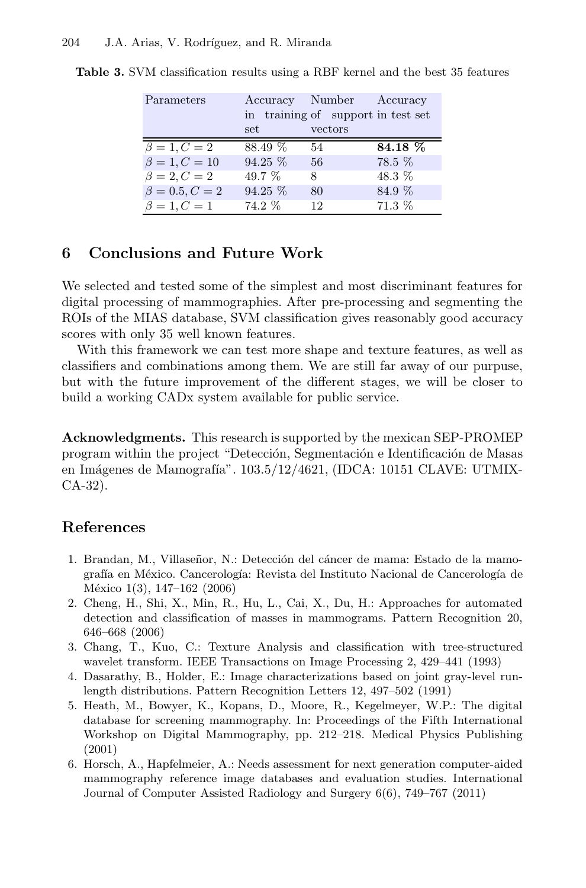**Table 3.** SVM classification results using a RBF kernel and the best 35 features

| Parameters | Accuracy in training set | Number of support vectors | Accuracy in test set |
|---|---|---|---|
| $\beta = 1, C = 2$ | 88.49 % | 54 | **84.18 %** |
| $\beta = 1, C = 10$ | 94.25 % | 56 | 78.5 % |
| $\beta = 2, C = 2$ | 49.7 % | 8 | 48.3 % |
| $\beta = 0.5, C = 2$ | 94.25 % | 80 | 84.9 % |
| $\beta = 1, C = 1$ | 74.2 % | 12 | 71.3 % |

## 6 Conclusions and Future Work

We selected and tested some of the simplest and most discriminant features for digital processing of mammographies. After pre-processing and segmenting the ROIs of the MIAS database, SVM classification gives reasonably good accuracy scores with only 35 well known features.

With this framework we can test more shape and texture features, as well as classifiers and combinations among them. We are still far away of our purpuse, but with the future improvement of the different stages, we will be closer to build a working CADx system available for public service.

**Acknowledgments.** This research is supported by the mexican SEP-PROMEP program within the project "Detección, Segmentación e Identificación de Masas en Imágenes de Mamografía". 103.5/12/4621, (IDCA: 10151 CLAVE: UTMIX-CA-32).

## References

1. Brandan, M., Villaseñor, N.: Detección del cáncer de mama: Estado de la mamografía en México. Cancerología: Revista del Instituto Nacional de Cancerología de México 1(3), 147–162 (2006)
2. Cheng, H., Shi, X., Min, R., Hu, L., Cai, X., Du, H.: Approaches for automated detection and classification of masses in mammograms. Pattern Recognition 20, 646–668 (2006)
3. Chang, T., Kuo, C.: Texture Analysis and classification with tree-structured wavelet transform. IEEE Transactions on Image Processing 2, 429–441 (1993)
4. Dasarathy, B., Holder, E.: Image characterizations based on joint gray-level run-length distributions. Pattern Recognition Letters 12, 497–502 (1991)
5. Heath, M., Bowyer, K., Kopans, D., Moore, R., Kegelmeyer, W.P.: The digital database for screening mammography. In: Proceedings of the Fifth International Workshop on Digital Mammography, pp. 212–218. Medical Physics Publishing (2001)
6. Horsch, A., Hapfelmeier, A.: Needs assessment for next generation computer-aided mammography reference image databases and evaluation studies. International Journal of Computer Assisted Radiology and Surgery 6(6), 749–767 (2011)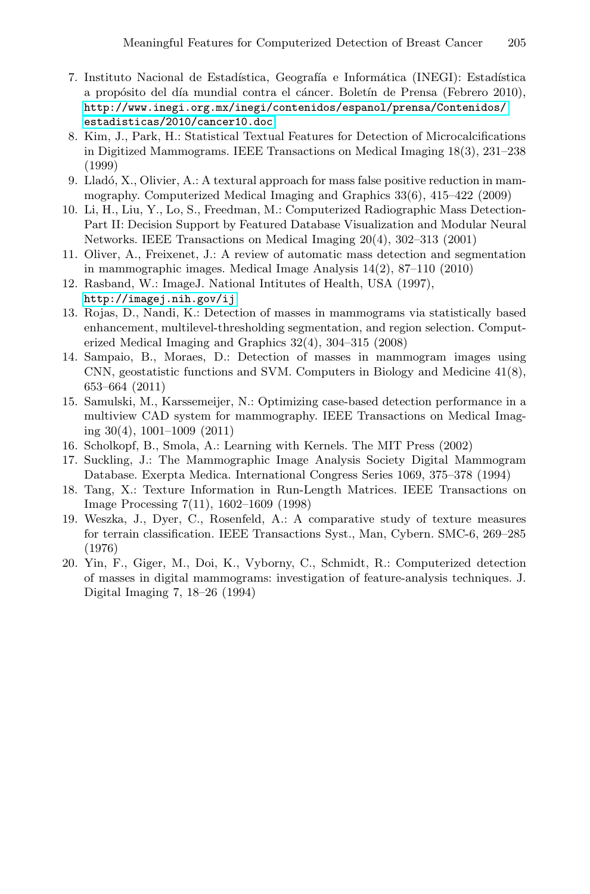7. Instituto Nacional de Estadística, Geografía e Informática (INEGI): Estadística a propósito del día mundial contra el cáncer. Boletín de Prensa (Febrero 2010), http://www.inegi.org.mx/inegi/contenidos/espanol/prensa/Contenidos/estadisticas/2010/cancer10.doc
8. Kim, J., Park, H.: Statistical Textual Features for Detection of Microcalcifications in Digitized Mammograms. IEEE Transactions on Medical Imaging 18(3), 231–238 (1999)
9. Lladó, X., Olivier, A.: A textural approach for mass false positive reduction in mammography. Computerized Medical Imaging and Graphics 33(6), 415–422 (2009)
10. Li, H., Liu, Y., Lo, S., Freedman, M.: Computerized Radiographic Mass Detection-Part II: Decision Support by Featured Database Visualization and Modular Neural Networks. IEEE Transactions on Medical Imaging 20(4), 302–313 (2001)
11. Oliver, A., Freixenet, J.: A review of automatic mass detection and segmentation in mammographic images. Medical Image Analysis 14(2), 87–110 (2010)
12. Rasband, W.: ImageJ. National Intitutes of Health, USA (1997), http://imagej.nih.gov/ij
13. Rojas, D., Nandi, K.: Detection of masses in mammograms via statistically based enhancement, multilevel-thresholding segmentation, and region selection. Computerized Medical Imaging and Graphics 32(4), 304–315 (2008)
14. Sampaio, B., Moraes, D.: Detection of masses in mammogram images using CNN, geostatistic functions and SVM. Computers in Biology and Medicine 41(8), 653–664 (2011)
15. Samulski, M., Karssemeijer, N.: Optimizing case-based detection performance in a multiview CAD system for mammography. IEEE Transactions on Medical Imaging 30(4), 1001–1009 (2011)
16. Scholkopf, B., Smola, A.: Learning with Kernels. The MIT Press (2002)
17. Suckling, J.: The Mammographic Image Analysis Society Digital Mammogram Database. Exerpta Medica. International Congress Series 1069, 375–378 (1994)
18. Tang, X.: Texture Information in Run-Length Matrices. IEEE Transactions on Image Processing 7(11), 1602–1609 (1998)
19. Weszka, J., Dyer, C., Rosenfeld, A.: A comparative study of texture measures for terrain classification. IEEE Transactions Syst., Man, Cybern. SMC-6, 269–285 (1976)
20. Yin, F., Giger, M., Doi, K., Vyborny, C., Schmidt, R.: Computerized detection of masses in digital mammograms: investigation of feature-analysis techniques. J. Digital Imaging 7, 18–26 (1994)